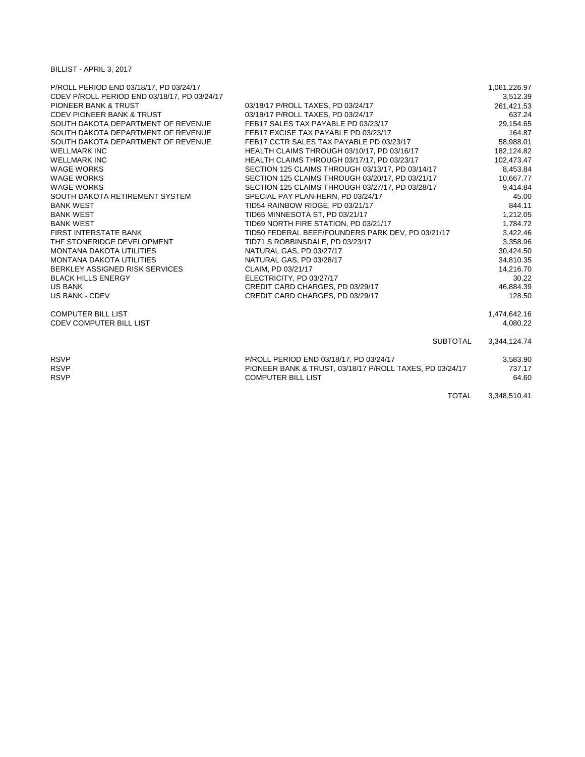BILLIST - APRIL 3, 2017

| | | |
|---|---|---|
| P/ROLL PERIOD END 03/18/17, PD 03/24/17 | | 1,061,226.97 |
| CDEV P/ROLL PERIOD END 03/18/17, PD 03/24/17 | | 3,512.39 |
| PIONEER BANK & TRUST | 03/18/17 P/ROLL TAXES, PD 03/24/17 | 261,421.53 |
| CDEV PIONEER BANK & TRUST | 03/18/17 P/ROLL TAXES, PD 03/24/17 | 637.24 |
| SOUTH DAKOTA DEPARTMENT OF REVENUE | FEB17 SALES TAX PAYABLE PD 03/23/17 | 29,154.65 |
| SOUTH DAKOTA DEPARTMENT OF REVENUE | FEB17 EXCISE TAX PAYABLE PD 03/23/17 | 164.87 |
| SOUTH DAKOTA DEPARTMENT OF REVENUE | FEB17 CCTR SALES TAX PAYABLE PD 03/23/17 | 58,988.01 |
| WELLMARK INC | HEALTH CLAIMS THROUGH 03/10/17, PD 03/16/17 | 182,124.82 |
| WELLMARK INC | HEALTH CLAIMS THROUGH 03/17/17, PD 03/23/17 | 102,473.47 |
| WAGE WORKS | SECTION 125 CLAIMS THROUGH 03/13/17, PD 03/14/17 | 8,453.84 |
| WAGE WORKS | SECTION 125 CLAIMS THROUGH 03/20/17, PD 03/21/17 | 10,667.77 |
| WAGE WORKS | SECTION 125 CLAIMS THROUGH 03/27/17, PD 03/28/17 | 9,414.84 |
| SOUTH DAKOTA RETIREMENT SYSTEM | SPECIAL PAY PLAN-HERN, PD 03/24/17 | 45.00 |
| BANK WEST | TID54 RAINBOW RIDGE, PD 03/21/17 | 844.11 |
| BANK WEST | TID65 MINNESOTA ST, PD 03/21/17 | 1,212.05 |
| BANK WEST | TID69 NORTH FIRE STATION, PD 03/21/17 | 1,784.72 |
| FIRST INTERSTATE BANK | TID50 FEDERAL BEEF/FOUNDERS PARK DEV, PD 03/21/17 | 3,422.46 |
| THF STONERIDGE DEVELOPMENT | TID71 S ROBBINSDALE, PD 03/23/17 | 3,358.96 |
| MONTANA DAKOTA UTILITIES | NATURAL GAS, PD 03/27/17 | 30,424.50 |
| MONTANA DAKOTA UTILITIES | NATURAL GAS, PD 03/28/17 | 34,810.35 |
| BERKLEY ASSIGNED RISK SERVICES | CLAIM, PD 03/21/17 | 14,216.70 |
| BLACK HILLS ENERGY | ELECTRICITY, PD 03/27/17 | 30.22 |
| US BANK | CREDIT CARD CHARGES, PD 03/29/17 | 46,884.39 |
| US BANK - CDEV | CREDIT CARD CHARGES, PD 03/29/17 | 128.50 |
| | | |
| COMPUTER BILL LIST | | 1,474,642.16 |
| CDEV COMPUTER BILL LIST | | 4,080.22 |
| | | |
| | SUBTOTAL | 3,344,124.74 |
| | | |
| RSVP | P/ROLL PERIOD END 03/18/17, PD 03/24/17 | 3,583.90 |
| RSVP | PIONEER BANK & TRUST, 03/18/17 P/ROLL TAXES, PD 03/24/17 | 737.17 |
| RSVP | COMPUTER BILL LIST | 64.60 |
| | | |
| | TOTAL | 3,348,510.41 |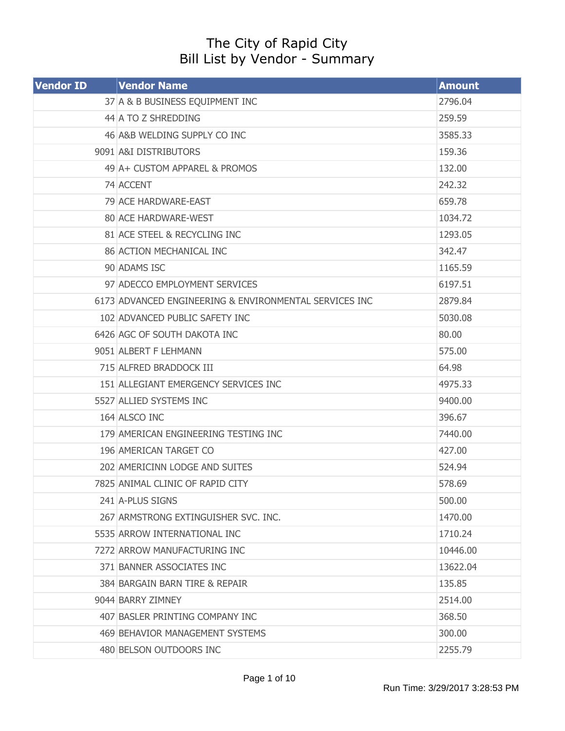# The City of Rapid City
## Bill List by Vendor - Summary

| Vendor ID | Vendor Name | Amount |
|---|---|---|
| 37 | A & B BUSINESS EQUIPMENT INC | 2796.04 |
| 44 | A TO Z SHREDDING | 259.59 |
| 46 | A&B WELDING SUPPLY CO INC | 3585.33 |
| 9091 | A&I DISTRIBUTORS | 159.36 |
| 49 | A+ CUSTOM APPAREL & PROMOS | 132.00 |
| 74 | ACCENT | 242.32 |
| 79 | ACE HARDWARE-EAST | 659.78 |
| 80 | ACE HARDWARE-WEST | 1034.72 |
| 81 | ACE STEEL & RECYCLING INC | 1293.05 |
| 86 | ACTION MECHANICAL INC | 342.47 |
| 90 | ADAMS ISC | 1165.59 |
| 97 | ADECCO EMPLOYMENT SERVICES | 6197.51 |
| 6173 | ADVANCED ENGINEERING & ENVIRONMENTAL SERVICES INC | 2879.84 |
| 102 | ADVANCED PUBLIC SAFETY INC | 5030.08 |
| 6426 | AGC OF SOUTH DAKOTA INC | 80.00 |
| 9051 | ALBERT F LEHMANN | 575.00 |
| 715 | ALFRED BRADDOCK III | 64.98 |
| 151 | ALLEGIANT EMERGENCY SERVICES INC | 4975.33 |
| 5527 | ALLIED SYSTEMS INC | 9400.00 |
| 164 | ALSCO INC | 396.67 |
| 179 | AMERICAN ENGINEERING TESTING INC | 7440.00 |
| 196 | AMERICAN TARGET CO | 427.00 |
| 202 | AMERICINN LODGE AND SUITES | 524.94 |
| 7825 | ANIMAL CLINIC OF RAPID CITY | 578.69 |
| 241 | A-PLUS SIGNS | 500.00 |
| 267 | ARMSTRONG EXTINGUISHER SVC. INC. | 1470.00 |
| 5535 | ARROW INTERNATIONAL INC | 1710.24 |
| 7272 | ARROW MANUFACTURING INC | 10446.00 |
| 371 | BANNER ASSOCIATES INC | 13622.04 |
| 384 | BARGAIN BARN TIRE & REPAIR | 135.85 |
| 9044 | BARRY ZIMNEY | 2514.00 |
| 407 | BASLER PRINTING COMPANY INC | 368.50 |
| 469 | BEHAVIOR MANAGEMENT SYSTEMS | 300.00 |
| 480 | BELSON OUTDOORS INC | 2255.79 |

Run Time: 3/29/2017 3:28:53 PM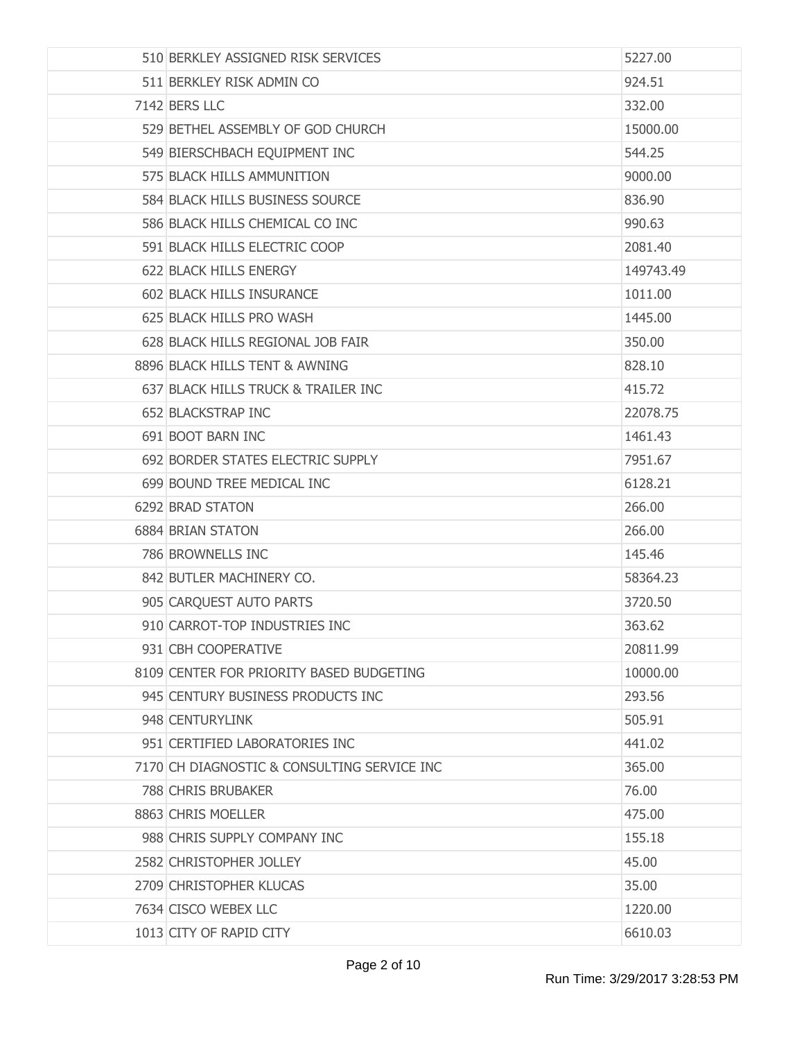| | | |
|---|---|---|
| 510 | BERKLEY ASSIGNED RISK SERVICES | 5227.00 |
| 511 | BERKLEY RISK ADMIN CO | 924.51 |
| 7142 | BERS LLC | 332.00 |
| 529 | BETHEL ASSEMBLY OF GOD CHURCH | 15000.00 |
| 549 | BIERSCHBACH EQUIPMENT INC | 544.25 |
| 575 | BLACK HILLS AMMUNITION | 9000.00 |
| 584 | BLACK HILLS BUSINESS SOURCE | 836.90 |
| 586 | BLACK HILLS CHEMICAL CO INC | 990.63 |
| 591 | BLACK HILLS ELECTRIC COOP | 2081.40 |
| 622 | BLACK HILLS ENERGY | 149743.49 |
| 602 | BLACK HILLS INSURANCE | 1011.00 |
| 625 | BLACK HILLS PRO WASH | 1445.00 |
| 628 | BLACK HILLS REGIONAL JOB FAIR | 350.00 |
| 8896 | BLACK HILLS TENT & AWNING | 828.10 |
| 637 | BLACK HILLS TRUCK & TRAILER INC | 415.72 |
| 652 | BLACKSTRAP INC | 22078.75 |
| 691 | BOOT BARN INC | 1461.43 |
| 692 | BORDER STATES ELECTRIC SUPPLY | 7951.67 |
| 699 | BOUND TREE MEDICAL INC | 6128.21 |
| 6292 | BRAD STATON | 266.00 |
| 6884 | BRIAN STATON | 266.00 |
| 786 | BROWNELLS INC | 145.46 |
| 842 | BUTLER MACHINERY CO. | 58364.23 |
| 905 | CARQUEST AUTO PARTS | 3720.50 |
| 910 | CARROT-TOP INDUSTRIES INC | 363.62 |
| 931 | CBH COOPERATIVE | 20811.99 |
| 8109 | CENTER FOR PRIORITY BASED BUDGETING | 10000.00 |
| 945 | CENTURY BUSINESS PRODUCTS INC | 293.56 |
| 948 | CENTURYLINK | 505.91 |
| 951 | CERTIFIED LABORATORIES INC | 441.02 |
| 7170 | CH DIAGNOSTIC & CONSULTING SERVICE INC | 365.00 |
| 788 | CHRIS BRUBAKER | 76.00 |
| 8863 | CHRIS MOELLER | 475.00 |
| 988 | CHRIS SUPPLY COMPANY INC | 155.18 |
| 2582 | CHRISTOPHER JOLLEY | 45.00 |
| 2709 | CHRISTOPHER KLUCAS | 35.00 |
| 7634 | CISCO WEBEX LLC | 1220.00 |
| 1013 | CITY OF RAPID CITY | 6610.03 |

Run Time: 3/29/2017 3:28:53 PM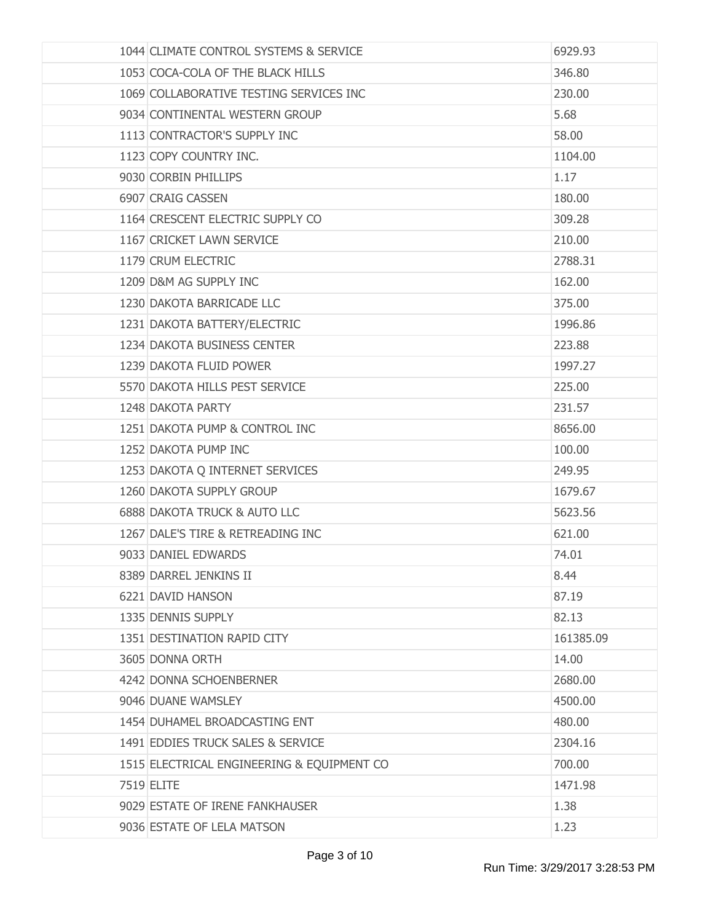| | | |
|---|---|---|
| | 1044 CLIMATE CONTROL SYSTEMS & SERVICE | 6929.93 |
| | 1053 COCA-COLA OF THE BLACK HILLS | 346.80 |
| | 1069 COLLABORATIVE TESTING SERVICES INC | 230.00 |
| | 9034 CONTINENTAL WESTERN GROUP | 5.68 |
| | 1113 CONTRACTOR'S SUPPLY INC | 58.00 |
| | 1123 COPY COUNTRY INC. | 1104.00 |
| | 9030 CORBIN PHILLIPS | 1.17 |
| | 6907 CRAIG CASSEN | 180.00 |
| | 1164 CRESCENT ELECTRIC SUPPLY CO | 309.28 |
| | 1167 CRICKET LAWN SERVICE | 210.00 |
| | 1179 CRUM ELECTRIC | 2788.31 |
| | 1209 D&M AG SUPPLY INC | 162.00 |
| | 1230 DAKOTA BARRICADE LLC | 375.00 |
| | 1231 DAKOTA BATTERY/ELECTRIC | 1996.86 |
| | 1234 DAKOTA BUSINESS CENTER | 223.88 |
| | 1239 DAKOTA FLUID POWER | 1997.27 |
| | 5570 DAKOTA HILLS PEST SERVICE | 225.00 |
| | 1248 DAKOTA PARTY | 231.57 |
| | 1251 DAKOTA PUMP & CONTROL INC | 8656.00 |
| | 1252 DAKOTA PUMP INC | 100.00 |
| | 1253 DAKOTA Q INTERNET SERVICES | 249.95 |
| | 1260 DAKOTA SUPPLY GROUP | 1679.67 |
| | 6888 DAKOTA TRUCK & AUTO LLC | 5623.56 |
| | 1267 DALE'S TIRE & RETREADING INC | 621.00 |
| | 9033 DANIEL EDWARDS | 74.01 |
| | 8389 DARREL JENKINS II | 8.44 |
| | 6221 DAVID HANSON | 87.19 |
| | 1335 DENNIS SUPPLY | 82.13 |
| | 1351 DESTINATION RAPID CITY | 161385.09 |
| | 3605 DONNA ORTH | 14.00 |
| | 4242 DONNA SCHOENBERNER | 2680.00 |
| | 9046 DUANE WAMSLEY | 4500.00 |
| | 1454 DUHAMEL BROADCASTING ENT | 480.00 |
| | 1491 EDDIES TRUCK SALES & SERVICE | 2304.16 |
| | 1515 ELECTRICAL ENGINEERING & EQUIPMENT CO | 700.00 |
| | 7519 ELITE | 1471.98 |
| | 9029 ESTATE OF IRENE FANKHAUSER | 1.38 |
| | 9036 ESTATE OF LELA MATSON | 1.23 |

Run Time: 3/29/2017 3:28:53 PM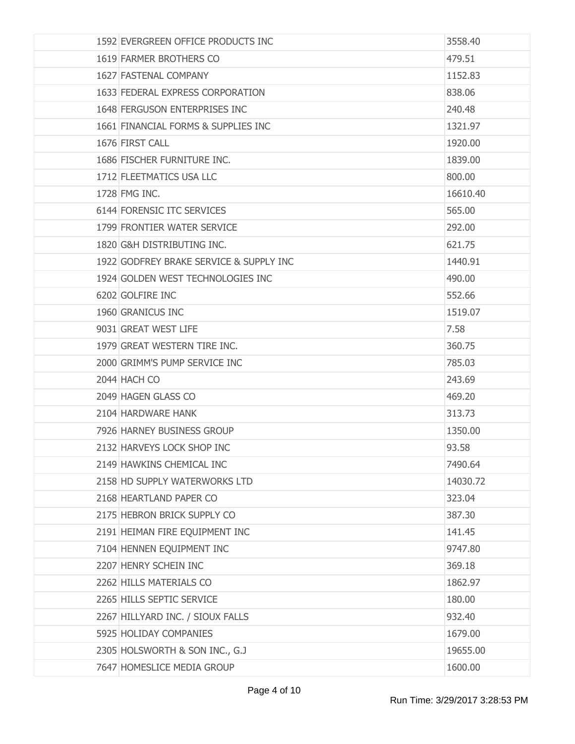| | | |
|---|---|---|
| 1592 | EVERGREEN OFFICE PRODUCTS INC | 3558.40 |
| 1619 | FARMER BROTHERS CO | 479.51 |
| 1627 | FASTENAL COMPANY | 1152.83 |
| 1633 | FEDERAL EXPRESS CORPORATION | 838.06 |
| 1648 | FERGUSON ENTERPRISES INC | 240.48 |
| 1661 | FINANCIAL FORMS & SUPPLIES INC | 1321.97 |
| 1676 | FIRST CALL | 1920.00 |
| 1686 | FISCHER FURNITURE INC. | 1839.00 |
| 1712 | FLEETMATICS USA LLC | 800.00 |
| 1728 | FMG INC. | 16610.40 |
| 6144 | FORENSIC ITC SERVICES | 565.00 |
| 1799 | FRONTIER WATER SERVICE | 292.00 |
| 1820 | G&H DISTRIBUTING INC. | 621.75 |
| 1922 | GODFREY BRAKE SERVICE & SUPPLY INC | 1440.91 |
| 1924 | GOLDEN WEST TECHNOLOGIES INC | 490.00 |
| 6202 | GOLFIRE INC | 552.66 |
| 1960 | GRANICUS INC | 1519.07 |
| 9031 | GREAT WEST LIFE | 7.58 |
| 1979 | GREAT WESTERN TIRE INC. | 360.75 |
| 2000 | GRIMM'S PUMP SERVICE INC | 785.03 |
| 2044 | HACH CO | 243.69 |
| 2049 | HAGEN GLASS CO | 469.20 |
| 2104 | HARDWARE HANK | 313.73 |
| 7926 | HARNEY BUSINESS GROUP | 1350.00 |
| 2132 | HARVEYS LOCK SHOP INC | 93.58 |
| 2149 | HAWKINS CHEMICAL INC | 7490.64 |
| 2158 | HD SUPPLY WATERWORKS LTD | 14030.72 |
| 2168 | HEARTLAND PAPER CO | 323.04 |
| 2175 | HEBRON BRICK SUPPLY CO | 387.30 |
| 2191 | HEIMAN FIRE EQUIPMENT INC | 141.45 |
| 7104 | HENNEN EQUIPMENT INC | 9747.80 |
| 2207 | HENRY SCHEIN INC | 369.18 |
| 2262 | HILLS MATERIALS CO | 1862.97 |
| 2265 | HILLS SEPTIC SERVICE | 180.00 |
| 2267 | HILLYARD INC. / SIOUX FALLS | 932.40 |
| 5925 | HOLIDAY COMPANIES | 1679.00 |
| 2305 | HOLSWORTH & SON INC., G.J | 19655.00 |
| 7647 | HOMESLICE MEDIA GROUP | 1600.00 |

Run Time: 3/29/2017 3:28:53 PM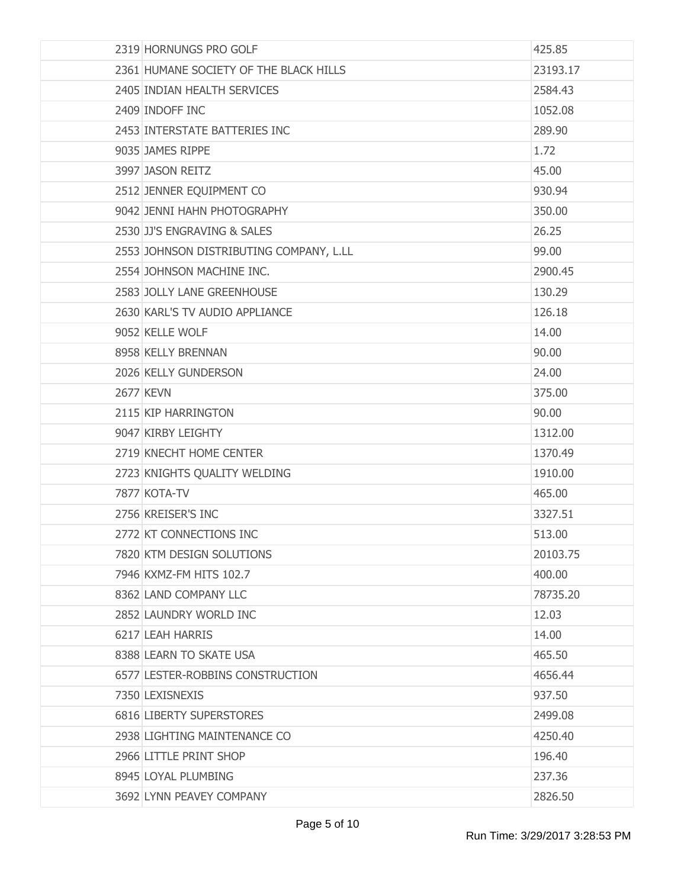| | | |
|---|---|---|
| 2319 | HORNUNGS PRO GOLF | 425.85 |
| 2361 | HUMANE SOCIETY OF THE BLACK HILLS | 23193.17 |
| 2405 | INDIAN HEALTH SERVICES | 2584.43 |
| 2409 | INDOFF INC | 1052.08 |
| 2453 | INTERSTATE BATTERIES INC | 289.90 |
| 9035 | JAMES RIPPE | 1.72 |
| 3997 | JASON REITZ | 45.00 |
| 2512 | JENNER EQUIPMENT CO | 930.94 |
| 9042 | JENNI HAHN PHOTOGRAPHY | 350.00 |
| 2530 | JJ'S ENGRAVING & SALES | 26.25 |
| 2553 | JOHNSON DISTRIBUTING COMPANY, L.LL | 99.00 |
| 2554 | JOHNSON MACHINE INC. | 2900.45 |
| 2583 | JOLLY LANE GREENHOUSE | 130.29 |
| 2630 | KARL'S TV AUDIO APPLIANCE | 126.18 |
| 9052 | KELLE WOLF | 14.00 |
| 8958 | KELLY BRENNAN | 90.00 |
| 2026 | KELLY GUNDERSON | 24.00 |
| 2677 | KEVN | 375.00 |
| 2115 | KIP HARRINGTON | 90.00 |
| 9047 | KIRBY LEIGHTY | 1312.00 |
| 2719 | KNECHT HOME CENTER | 1370.49 |
| 2723 | KNIGHTS QUALITY WELDING | 1910.00 |
| 7877 | KOTA-TV | 465.00 |
| 2756 | KREISER'S INC | 3327.51 |
| 2772 | KT CONNECTIONS INC | 513.00 |
| 7820 | KTM DESIGN SOLUTIONS | 20103.75 |
| 7946 | KXMZ-FM HITS 102.7 | 400.00 |
| 8362 | LAND COMPANY LLC | 78735.20 |
| 2852 | LAUNDRY WORLD INC | 12.03 |
| 6217 | LEAH HARRIS | 14.00 |
| 8388 | LEARN TO SKATE USA | 465.50 |
| 6577 | LESTER-ROBBINS CONSTRUCTION | 4656.44 |
| 7350 | LEXISNEXIS | 937.50 |
| 6816 | LIBERTY SUPERSTORES | 2499.08 |
| 2938 | LIGHTING MAINTENANCE CO | 4250.40 |
| 2966 | LITTLE PRINT SHOP | 196.40 |
| 8945 | LOYAL PLUMBING | 237.36 |
| 3692 | LYNN PEAVEY COMPANY | 2826.50 |

Run Time: 3/29/2017 3:28:53 PM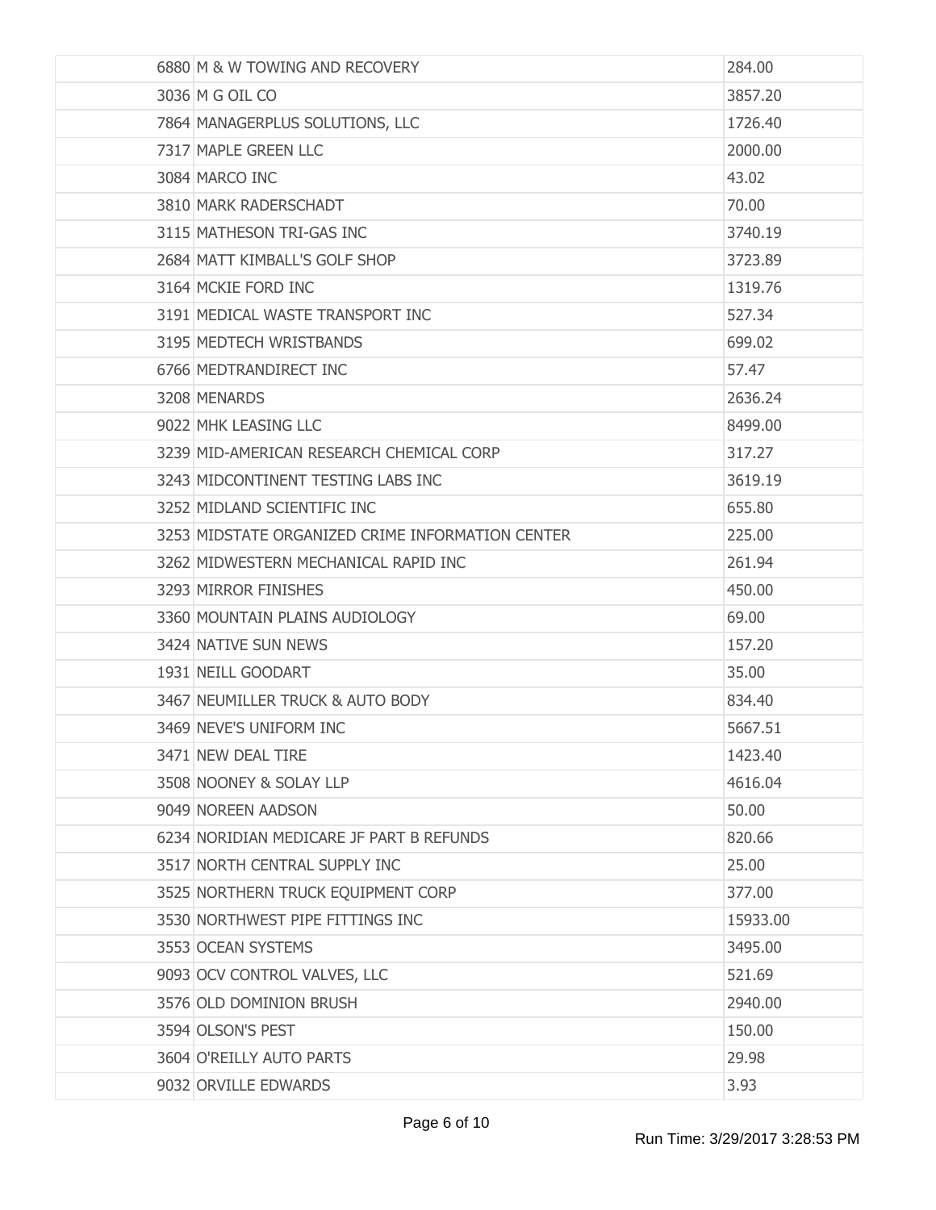| | | |
|---|---|---|
| 6880 | M & W TOWING AND RECOVERY | 284.00 |
| 3036 | M G OIL CO | 3857.20 |
| 7864 | MANAGERPLUS SOLUTIONS, LLC | 1726.40 |
| 7317 | MAPLE GREEN LLC | 2000.00 |
| 3084 | MARCO INC | 43.02 |
| 3810 | MARK RADERSCHADT | 70.00 |
| 3115 | MATHESON TRI-GAS INC | 3740.19 |
| 2684 | MATT KIMBALL'S GOLF SHOP | 3723.89 |
| 3164 | MCKIE FORD INC | 1319.76 |
| 3191 | MEDICAL WASTE TRANSPORT INC | 527.34 |
| 3195 | MEDTECH WRISTBANDS | 699.02 |
| 6766 | MEDTRANDIRECT INC | 57.47 |
| 3208 | MENARDS | 2636.24 |
| 9022 | MHK LEASING LLC | 8499.00 |
| 3239 | MID-AMERICAN RESEARCH CHEMICAL CORP | 317.27 |
| 3243 | MIDCONTINENT TESTING LABS INC | 3619.19 |
| 3252 | MIDLAND SCIENTIFIC INC | 655.80 |
| 3253 | MIDSTATE ORGANIZED CRIME INFORMATION CENTER | 225.00 |
| 3262 | MIDWESTERN MECHANICAL RAPID INC | 261.94 |
| 3293 | MIRROR FINISHES | 450.00 |
| 3360 | MOUNTAIN PLAINS AUDIOLOGY | 69.00 |
| 3424 | NATIVE SUN NEWS | 157.20 |
| 1931 | NEILL GOODART | 35.00 |
| 3467 | NEUMILLER TRUCK & AUTO BODY | 834.40 |
| 3469 | NEVE'S UNIFORM INC | 5667.51 |
| 3471 | NEW DEAL TIRE | 1423.40 |
| 3508 | NOONEY & SOLAY LLP | 4616.04 |
| 9049 | NOREEN AADSON | 50.00 |
| 6234 | NORIDIAN MEDICARE JF PART B REFUNDS | 820.66 |
| 3517 | NORTH CENTRAL SUPPLY INC | 25.00 |
| 3525 | NORTHERN TRUCK EQUIPMENT CORP | 377.00 |
| 3530 | NORTHWEST PIPE FITTINGS INC | 15933.00 |
| 3553 | OCEAN SYSTEMS | 3495.00 |
| 9093 | OCV CONTROL VALVES, LLC | 521.69 |
| 3576 | OLD DOMINION BRUSH | 2940.00 |
| 3594 | OLSON'S PEST | 150.00 |
| 3604 | O'REILLY AUTO PARTS | 29.98 |
| 9032 | ORVILLE EDWARDS | 3.93 |

Run Time: 3/29/2017 3:28:53 PM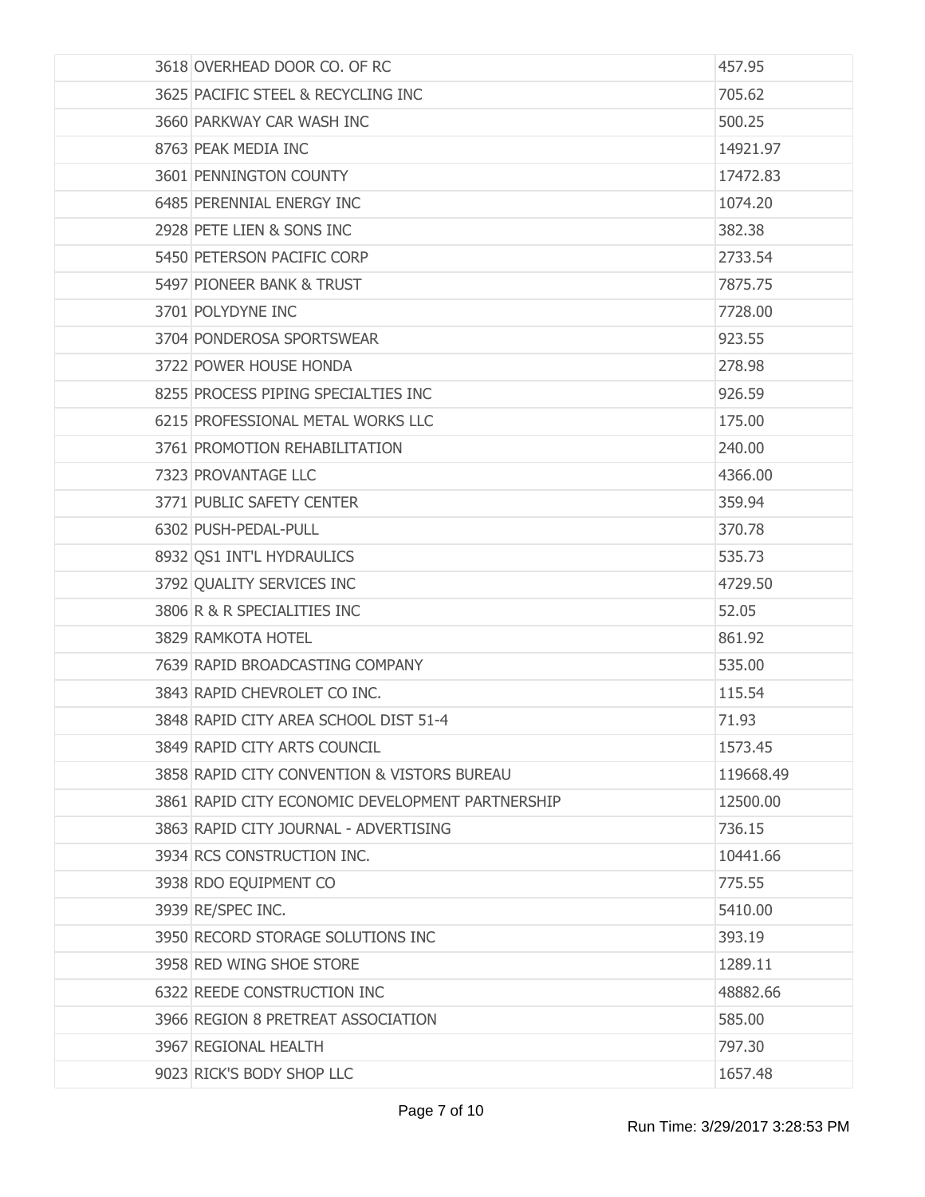| | | |
|---|---|---|
| 3618 | OVERHEAD DOOR CO. OF RC | 457.95 |
| 3625 | PACIFIC STEEL & RECYCLING INC | 705.62 |
| 3660 | PARKWAY CAR WASH INC | 500.25 |
| 8763 | PEAK MEDIA INC | 14921.97 |
| 3601 | PENNINGTON COUNTY | 17472.83 |
| 6485 | PERENNIAL ENERGY INC | 1074.20 |
| 2928 | PETE LIEN & SONS INC | 382.38 |
| 5450 | PETERSON PACIFIC CORP | 2733.54 |
| 5497 | PIONEER BANK & TRUST | 7875.75 |
| 3701 | POLYDYNE INC | 7728.00 |
| 3704 | PONDEROSA SPORTSWEAR | 923.55 |
| 3722 | POWER HOUSE HONDA | 278.98 |
| 8255 | PROCESS PIPING SPECIALTIES INC | 926.59 |
| 6215 | PROFESSIONAL METAL WORKS LLC | 175.00 |
| 3761 | PROMOTION REHABILITATION | 240.00 |
| 7323 | PROVANTAGE LLC | 4366.00 |
| 3771 | PUBLIC SAFETY CENTER | 359.94 |
| 6302 | PUSH-PEDAL-PULL | 370.78 |
| 8932 | QS1 INT'L HYDRAULICS | 535.73 |
| 3792 | QUALITY SERVICES INC | 4729.50 |
| 3806 | R & R SPECIALITIES INC | 52.05 |
| 3829 | RAMKOTA HOTEL | 861.92 |
| 7639 | RAPID BROADCASTING COMPANY | 535.00 |
| 3843 | RAPID CHEVROLET CO INC. | 115.54 |
| 3848 | RAPID CITY AREA SCHOOL DIST 51-4 | 71.93 |
| 3849 | RAPID CITY ARTS COUNCIL | 1573.45 |
| 3858 | RAPID CITY CONVENTION & VISTORS BUREAU | 119668.49 |
| 3861 | RAPID CITY ECONOMIC DEVELOPMENT PARTNERSHIP | 12500.00 |
| 3863 | RAPID CITY JOURNAL - ADVERTISING | 736.15 |
| 3934 | RCS CONSTRUCTION INC. | 10441.66 |
| 3938 | RDO EQUIPMENT CO | 775.55 |
| 3939 | RE/SPEC INC. | 5410.00 |
| 3950 | RECORD STORAGE SOLUTIONS INC | 393.19 |
| 3958 | RED WING SHOE STORE | 1289.11 |
| 6322 | REEDE CONSTRUCTION INC | 48882.66 |
| 3966 | REGION 8 PRETREAT ASSOCIATION | 585.00 |
| 3967 | REGIONAL HEALTH | 797.30 |
| 9023 | RICK'S BODY SHOP LLC | 1657.48 |

Run Time: 3/29/2017 3:28:53 PM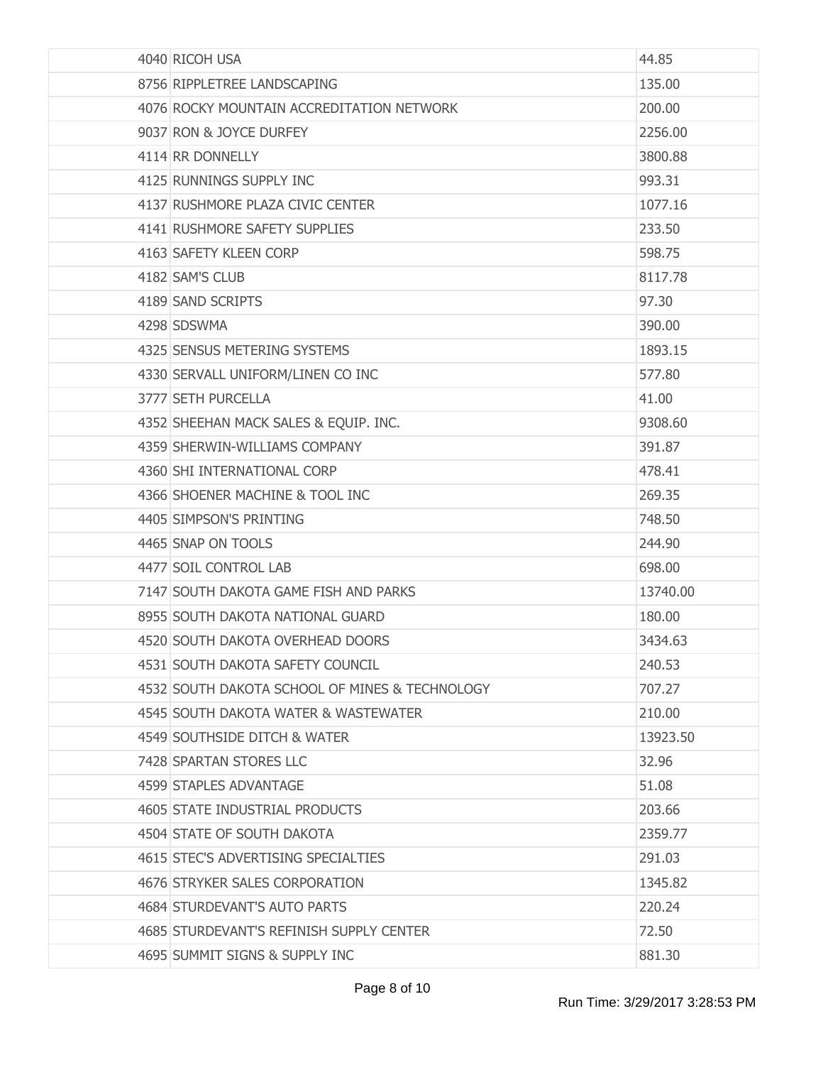| | | |
|---|---|---|
| 4040 | RICOH USA | 44.85 |
| 8756 | RIPPLETREE LANDSCAPING | 135.00 |
| 4076 | ROCKY MOUNTAIN ACCREDITATION NETWORK | 200.00 |
| 9037 | RON & JOYCE DURFEY | 2256.00 |
| 4114 | RR DONNELLY | 3800.88 |
| 4125 | RUNNINGS SUPPLY INC | 993.31 |
| 4137 | RUSHMORE PLAZA CIVIC CENTER | 1077.16 |
| 4141 | RUSHMORE SAFETY SUPPLIES | 233.50 |
| 4163 | SAFETY KLEEN CORP | 598.75 |
| 4182 | SAM'S CLUB | 8117.78 |
| 4189 | SAND SCRIPTS | 97.30 |
| 4298 | SDSWMA | 390.00 |
| 4325 | SENSUS METERING SYSTEMS | 1893.15 |
| 4330 | SERVALL UNIFORM/LINEN CO INC | 577.80 |
| 3777 | SETH PURCELLA | 41.00 |
| 4352 | SHEEHAN MACK SALES & EQUIP. INC. | 9308.60 |
| 4359 | SHERWIN-WILLIAMS COMPANY | 391.87 |
| 4360 | SHI INTERNATIONAL CORP | 478.41 |
| 4366 | SHOENER MACHINE & TOOL INC | 269.35 |
| 4405 | SIMPSON'S PRINTING | 748.50 |
| 4465 | SNAP ON TOOLS | 244.90 |
| 4477 | SOIL CONTROL LAB | 698.00 |
| 7147 | SOUTH DAKOTA GAME FISH AND PARKS | 13740.00 |
| 8955 | SOUTH DAKOTA NATIONAL GUARD | 180.00 |
| 4520 | SOUTH DAKOTA OVERHEAD DOORS | 3434.63 |
| 4531 | SOUTH DAKOTA SAFETY COUNCIL | 240.53 |
| 4532 | SOUTH DAKOTA SCHOOL OF MINES & TECHNOLOGY | 707.27 |
| 4545 | SOUTH DAKOTA WATER & WASTEWATER | 210.00 |
| 4549 | SOUTHSIDE DITCH & WATER | 13923.50 |
| 7428 | SPARTAN STORES LLC | 32.96 |
| 4599 | STAPLES ADVANTAGE | 51.08 |
| 4605 | STATE INDUSTRIAL PRODUCTS | 203.66 |
| 4504 | STATE OF SOUTH DAKOTA | 2359.77 |
| 4615 | STEC'S ADVERTISING SPECIALTIES | 291.03 |
| 4676 | STRYKER SALES CORPORATION | 1345.82 |
| 4684 | STURDEVANT'S AUTO PARTS | 220.24 |
| 4685 | STURDEVANT'S REFINISH SUPPLY CENTER | 72.50 |
| 4695 | SUMMIT SIGNS & SUPPLY INC | 881.30 |

Run Time: 3/29/2017 3:28:53 PM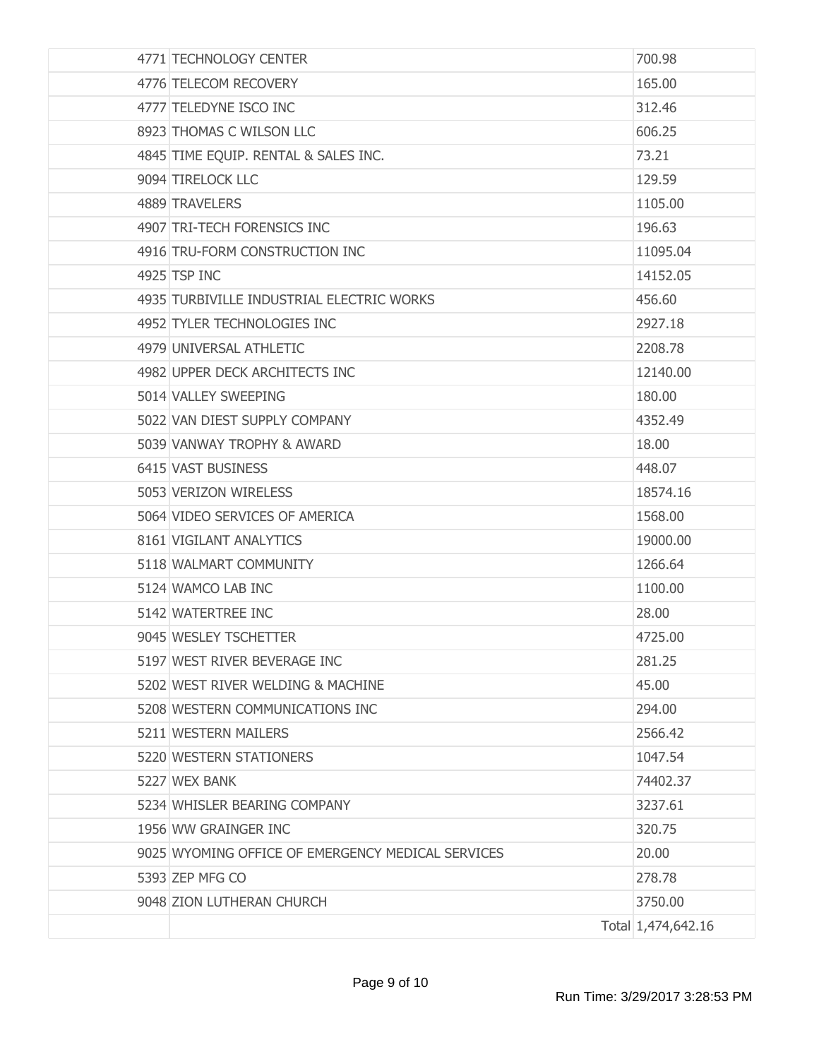| | | |
|---|---|---|
| | 4771 TECHNOLOGY CENTER | 700.98 |
| | 4776 TELECOM RECOVERY | 165.00 |
| | 4777 TELEDYNE ISCO INC | 312.46 |
| | 8923 THOMAS C WILSON LLC | 606.25 |
| | 4845 TIME EQUIP. RENTAL & SALES INC. | 73.21 |
| | 9094 TIRELOCK LLC | 129.59 |
| | 4889 TRAVELERS | 1105.00 |
| | 4907 TRI-TECH FORENSICS INC | 196.63 |
| | 4916 TRU-FORM CONSTRUCTION INC | 11095.04 |
| | 4925 TSP INC | 14152.05 |
| | 4935 TURBIVILLE INDUSTRIAL ELECTRIC WORKS | 456.60 |
| | 4952 TYLER TECHNOLOGIES INC | 2927.18 |
| | 4979 UNIVERSAL ATHLETIC | 2208.78 |
| | 4982 UPPER DECK ARCHITECTS INC | 12140.00 |
| | 5014 VALLEY SWEEPING | 180.00 |
| | 5022 VAN DIEST SUPPLY COMPANY | 4352.49 |
| | 5039 VANWAY TROPHY & AWARD | 18.00 |
| | 6415 VAST BUSINESS | 448.07 |
| | 5053 VERIZON WIRELESS | 18574.16 |
| | 5064 VIDEO SERVICES OF AMERICA | 1568.00 |
| | 8161 VIGILANT ANALYTICS | 19000.00 |
| | 5118 WALMART COMMUNITY | 1266.64 |
| | 5124 WAMCO LAB INC | 1100.00 |
| | 5142 WATERTREE INC | 28.00 |
| | 9045 WESLEY TSCHETTER | 4725.00 |
| | 5197 WEST RIVER BEVERAGE INC | 281.25 |
| | 5202 WEST RIVER WELDING & MACHINE | 45.00 |
| | 5208 WESTERN COMMUNICATIONS INC | 294.00 |
| | 5211 WESTERN MAILERS | 2566.42 |
| | 5220 WESTERN STATIONERS | 1047.54 |
| | 5227 WEX BANK | 74402.37 |
| | 5234 WHISLER BEARING COMPANY | 3237.61 |
| | 1956 WW GRAINGER INC | 320.75 |
| | 9025 WYOMING OFFICE OF EMERGENCY MEDICAL SERVICES | 20.00 |
| | 5393 ZEP MFG CO | 278.78 |
| | 9048 ZION LUTHERAN CHURCH | 3750.00 |
| | Total | 1,474,642.16 |

Run Time: 3/29/2017 3:28:53 PM